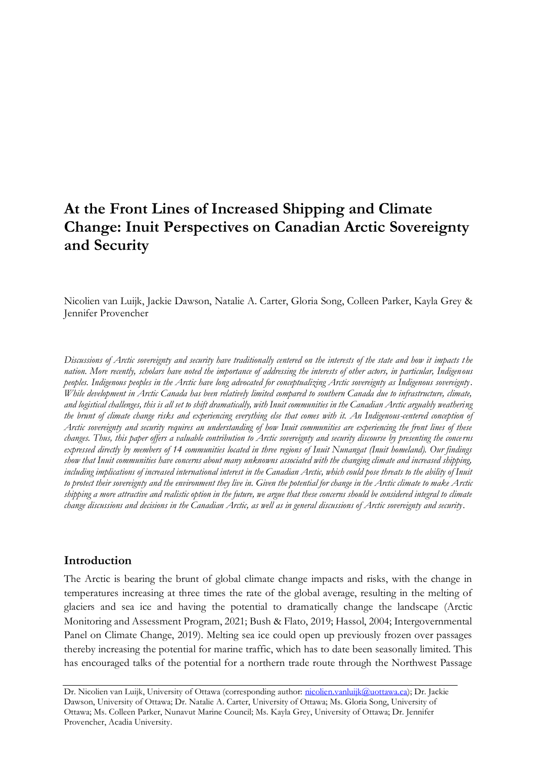# At the Front Lines of Increased Shipping and Climate Change: Inuit Perspectives on Canadian Arctic Sovereignty and Security

Nicolien van Luijk, Jackie Dawson, Natalie A. Carter, Gloria Song, Colleen Parker, Kayla Grey & Jennifer Provencher

*Discussions of Arctic sovereignty and security have traditionally centered on the interests of the state and how it impacts the nation. More recently, scholars have noted the importance of addressing the interests of other actors, in particular, Indigenous peoples. Indigenous peoples in the Arctic have long advocated for conceptualizing Arctic sovereignty as Indigenous sovereignty. While development in Arctic Canada has been relatively limited compared to southern Canada due to infrastructure, climate, and logistical challenges, this is all set to shift dramatically, with Inuit communities in the Canadian Arctic arguably weathering the brunt of climate change risks and experiencing everything else that comes with it. An Indigenous-centered conception of Arctic sovereignty and security requires an understanding of how Inuit communities are experiencing the front lines of these changes. Thus, this paper offers a valuable contribution to Arctic sovereignty and security discourse by presenting the concerns expressed directly by members of 14 communities located in three regions of Inuit Nunangat (Inuit homeland). Our findings show that Inuit communities have concerns about many unknowns associated with the changing climate and increased shipping, including implications of increased international interest in the Canadian Arctic, which could pose threats to the ability of Inuit to protect their sovereignty and the environment they live in. Given the potential for change in the Arctic climate to make Arctic shipping a more attractive and realistic option in the future, we argue that these concerns should be considered integral to climate change discussions and decisions in the Canadian Arctic, as well as in general discussions of Arctic sovereignty and security.*

## Introduction

The Arctic is bearing the brunt of global climate change impacts and risks, with the change in temperatures increasing at three times the rate of the global average, resulting in the melting of glaciers and sea ice and having the potential to dramatically change the landscape (Arctic Monitoring and Assessment Program, 2021; Bush & Flato, 2019; Hassol, 2004; Intergovernmental Panel on Climate Change, 2019). Melting sea ice could open up previously frozen over passages thereby increasing the potential for marine traffic, which has to date been seasonally limited. This has encouraged talks of the potential for a northern trade route through the Northwest Passage

---

Dr. Nicolien van Luijk, University of Ottawa (corresponding author: nicolien.vanluijk@uottawa.ca); Dr. Jackie Dawson, University of Ottawa; Dr. Natalie A. Carter, University of Ottawa; Ms. Gloria Song, University of Ottawa; Ms. Colleen Parker, Nunavut Marine Council; Ms. Kayla Grey, University of Ottawa; Dr. Jennifer Provencher, Acadia University.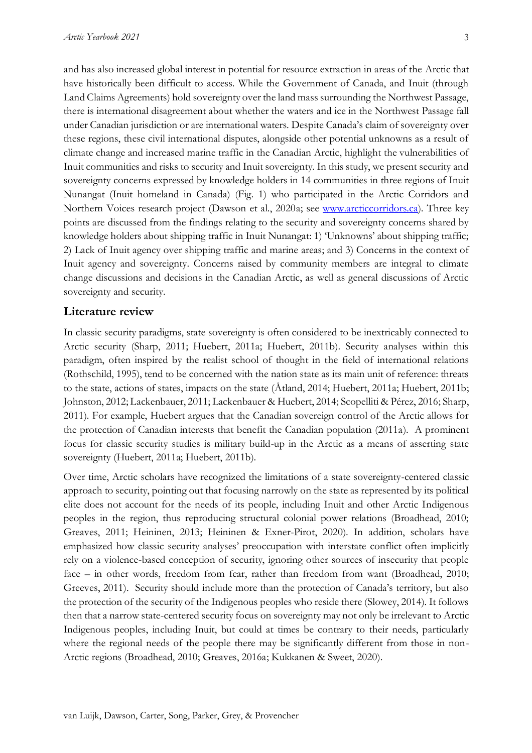and has also increased global interest in potential for resource extraction in areas of the Arctic that have historically been difficult to access. While the Government of Canada, and Inuit (through Land Claims Agreements) hold sovereignty over the land mass surrounding the Northwest Passage, there is international disagreement about whether the waters and ice in the Northwest Passage fall under Canadian jurisdiction or are international waters. Despite Canada's claim of sovereignty over these regions, these civil international disputes, alongside other potential unknowns as a result of climate change and increased marine traffic in the Canadian Arctic, highlight the vulnerabilities of Inuit communities and risks to security and Inuit sovereignty. In this study, we present security and sovereignty concerns expressed by knowledge holders in 14 communities in three regions of Inuit Nunangat (Inuit homeland in Canada) (Fig. 1) who participated in the Arctic Corridors and Northern Voices research project (Dawson et al., 2020a; see www.arcticcorridors.ca). Three key points are discussed from the findings relating to the security and sovereignty concerns shared by knowledge holders about shipping traffic in Inuit Nunangat: 1) 'Unknowns' about shipping traffic; 2) Lack of Inuit agency over shipping traffic and marine areas; and 3) Concerns in the context of Inuit agency and sovereignty. Concerns raised by community members are integral to climate change discussions and decisions in the Canadian Arctic, as well as general discussions of Arctic sovereignty and security.

## Literature review

In classic security paradigms, state sovereignty is often considered to be inextricably connected to Arctic security (Sharp, 2011; Huebert, 2011a; Huebert, 2011b). Security analyses within this paradigm, often inspired by the realist school of thought in the field of international relations (Rothschild, 1995), tend to be concerned with the nation state as its main unit of reference: threats to the state, actions of states, impacts on the state (Åtland, 2014; Huebert, 2011a; Huebert, 2011b; Johnston, 2012; Lackenbauer, 2011; Lackenbauer & Huebert, 2014; Scopelliti & Pérez, 2016; Sharp, 2011). For example, Huebert argues that the Canadian sovereign control of the Arctic allows for the protection of Canadian interests that benefit the Canadian population (2011a). A prominent focus for classic security studies is military build-up in the Arctic as a means of asserting state sovereignty (Huebert, 2011a; Huebert, 2011b).

Over time, Arctic scholars have recognized the limitations of a state sovereignty-centered classic approach to security, pointing out that focusing narrowly on the state as represented by its political elite does not account for the needs of its people, including Inuit and other Arctic Indigenous peoples in the region, thus reproducing structural colonial power relations (Broadhead, 2010; Greaves, 2011; Heininen, 2013; Heininen & Exner-Pirot, 2020). In addition, scholars have emphasized how classic security analyses' preoccupation with interstate conflict often implicitly rely on a violence-based conception of security, ignoring other sources of insecurity that people face – in other words, freedom from fear, rather than freedom from want (Broadhead, 2010; Greeves, 2011). Security should include more than the protection of Canada's territory, but also the protection of the security of the Indigenous peoples who reside there (Slowey, 2014). It follows then that a narrow state-centered security focus on sovereignty may not only be irrelevant to Arctic Indigenous peoples, including Inuit, but could at times be contrary to their needs, particularly where the regional needs of the people there may be significantly different from those in non-Arctic regions (Broadhead, 2010; Greaves, 2016a; Kukkanen & Sweet, 2020).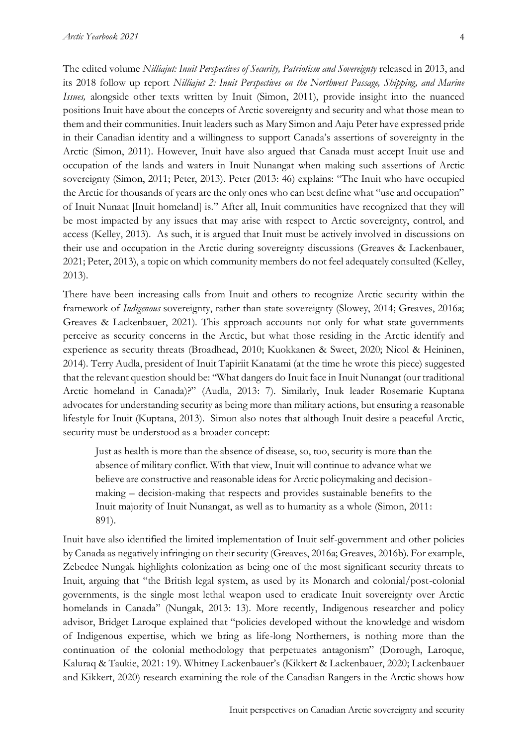The edited volume *Nilliajut: Inuit Perspectives of Security, Patriotism and Sovereignty* released in 2013, and its 2018 follow up report *Nilliajut 2: Inuit Perspectives on the Northwest Passage, Shipping, and Marine Issues,* alongside other texts written by Inuit (Simon, 2011), provide insight into the nuanced positions Inuit have about the concepts of Arctic sovereignty and security and what those mean to them and their communities. Inuit leaders such as Mary Simon and Aaju Peter have expressed pride in their Canadian identity and a willingness to support Canada's assertions of sovereignty in the Arctic (Simon, 2011). However, Inuit have also argued that Canada must accept Inuit use and occupation of the lands and waters in Inuit Nunangat when making such assertions of Arctic sovereignty (Simon, 2011; Peter, 2013). Peter (2013: 46) explains: "The Inuit who have occupied the Arctic for thousands of years are the only ones who can best define what "use and occupation" of Inuit Nunaat [Inuit homeland] is." After all, Inuit communities have recognized that they will be most impacted by any issues that may arise with respect to Arctic sovereignty, control, and access (Kelley, 2013). As such, it is argued that Inuit must be actively involved in discussions on their use and occupation in the Arctic during sovereignty discussions (Greaves & Lackenbauer, 2021; Peter, 2013), a topic on which community members do not feel adequately consulted (Kelley, 2013).

There have been increasing calls from Inuit and others to recognize Arctic security within the framework of *Indigenous* sovereignty, rather than state sovereignty (Slowey, 2014; Greaves, 2016a; Greaves & Lackenbauer, 2021). This approach accounts not only for what state governments perceive as security concerns in the Arctic, but what those residing in the Arctic identify and experience as security threats (Broadhead, 2010; Kuokkanen & Sweet, 2020; Nicol & Heininen, 2014). Terry Audla, president of Inuit Tapiriit Kanatami (at the time he wrote this piece) suggested that the relevant question should be: "What dangers do Inuit face in Inuit Nunangat (our traditional Arctic homeland in Canada)?" (Audla, 2013: 7). Similarly, Inuk leader Rosemarie Kuptana advocates for understanding security as being more than military actions, but ensuring a reasonable lifestyle for Inuit (Kuptana, 2013). Simon also notes that although Inuit desire a peaceful Arctic, security must be understood as a broader concept:

> Just as health is more than the absence of disease, so, too, security is more than the absence of military conflict. With that view, Inuit will continue to advance what we believe are constructive and reasonable ideas for Arctic policymaking and decision-making – decision-making that respects and provides sustainable benefits to the Inuit majority of Inuit Nunangat, as well as to humanity as a whole (Simon, 2011: 891).

Inuit have also identified the limited implementation of Inuit self-government and other policies by Canada as negatively infringing on their security (Greaves, 2016a; Greaves, 2016b). For example, Zebedee Nungak highlights colonization as being one of the most significant security threats to Inuit, arguing that "the British legal system, as used by its Monarch and colonial/post-colonial governments, is the single most lethal weapon used to eradicate Inuit sovereignty over Arctic homelands in Canada" (Nungak, 2013: 13). More recently, Indigenous researcher and policy advisor, Bridget Laroque explained that "policies developed without the knowledge and wisdom of Indigenous expertise, which we bring as life-long Northerners, is nothing more than the continuation of the colonial methodology that perpetuates antagonism" (Dorough, Laroque, Kaluraq & Taukie, 2021: 19). Whitney Lackenbauer's (Kikkert & Lackenbauer, 2020; Lackenbauer and Kikkert, 2020) research examining the role of the Canadian Rangers in the Arctic shows how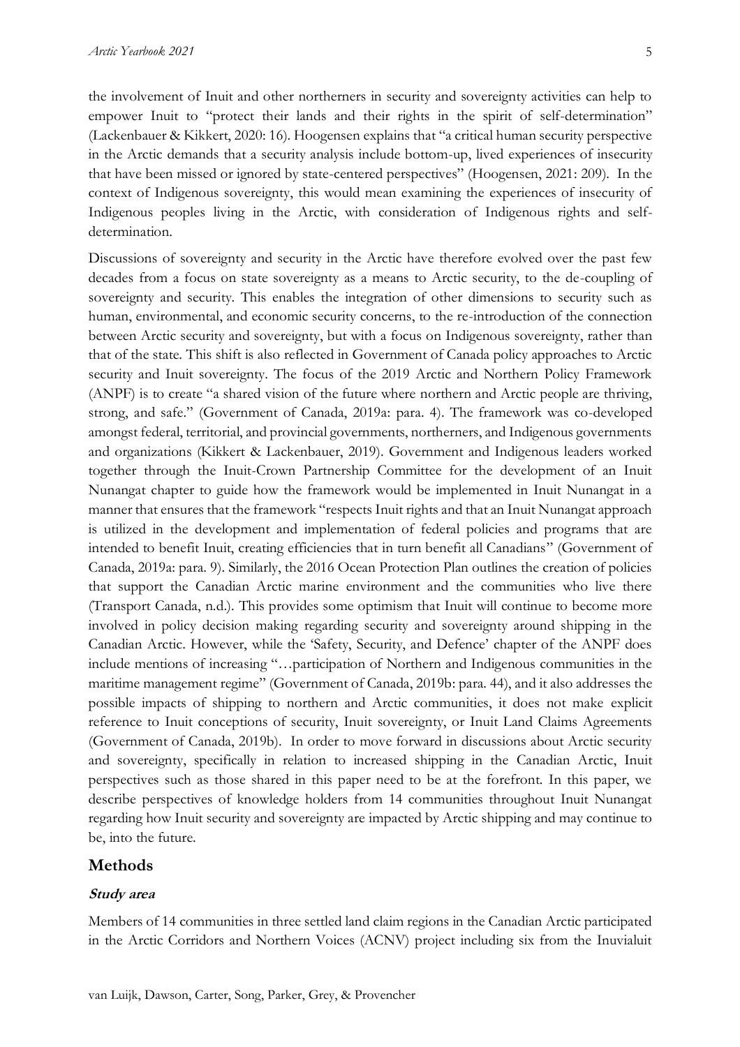the involvement of Inuit and other northerners in security and sovereignty activities can help to empower Inuit to "protect their lands and their rights in the spirit of self-determination" (Lackenbauer & Kikkert, 2020: 16). Hoogensen explains that "a critical human security perspective in the Arctic demands that a security analysis include bottom-up, lived experiences of insecurity that have been missed or ignored by state-centered perspectives" (Hoogensen, 2021: 209). In the context of Indigenous sovereignty, this would mean examining the experiences of insecurity of Indigenous peoples living in the Arctic, with consideration of Indigenous rights and self-determination.

Discussions of sovereignty and security in the Arctic have therefore evolved over the past few decades from a focus on state sovereignty as a means to Arctic security, to the de-coupling of sovereignty and security. This enables the integration of other dimensions to security such as human, environmental, and economic security concerns, to the re-introduction of the connection between Arctic security and sovereignty, but with a focus on Indigenous sovereignty, rather than that of the state. This shift is also reflected in Government of Canada policy approaches to Arctic security and Inuit sovereignty. The focus of the 2019 Arctic and Northern Policy Framework (ANPF) is to create "a shared vision of the future where northern and Arctic people are thriving, strong, and safe." (Government of Canada, 2019a: para. 4). The framework was co-developed amongst federal, territorial, and provincial governments, northerners, and Indigenous governments and organizations (Kikkert & Lackenbauer, 2019). Government and Indigenous leaders worked together through the Inuit-Crown Partnership Committee for the development of an Inuit Nunangat chapter to guide how the framework would be implemented in Inuit Nunangat in a manner that ensures that the framework "respects Inuit rights and that an Inuit Nunangat approach is utilized in the development and implementation of federal policies and programs that are intended to benefit Inuit, creating efficiencies that in turn benefit all Canadians" (Government of Canada, 2019a: para. 9). Similarly, the 2016 Ocean Protection Plan outlines the creation of policies that support the Canadian Arctic marine environment and the communities who live there (Transport Canada, n.d.). This provides some optimism that Inuit will continue to become more involved in policy decision making regarding security and sovereignty around shipping in the Canadian Arctic. However, while the 'Safety, Security, and Defence' chapter of the ANPF does include mentions of increasing "…participation of Northern and Indigenous communities in the maritime management regime" (Government of Canada, 2019b: para. 44), and it also addresses the possible impacts of shipping to northern and Arctic communities, it does not make explicit reference to Inuit conceptions of security, Inuit sovereignty, or Inuit Land Claims Agreements (Government of Canada, 2019b). In order to move forward in discussions about Arctic security and sovereignty, specifically in relation to increased shipping in the Canadian Arctic, Inuit perspectives such as those shared in this paper need to be at the forefront. In this paper, we describe perspectives of knowledge holders from 14 communities throughout Inuit Nunangat regarding how Inuit security and sovereignty are impacted by Arctic shipping and may continue to be, into the future.

## Methods

### *Study area*

Members of 14 communities in three settled land claim regions in the Canadian Arctic participated in the Arctic Corridors and Northern Voices (ACNV) project including six from the Inuvialuit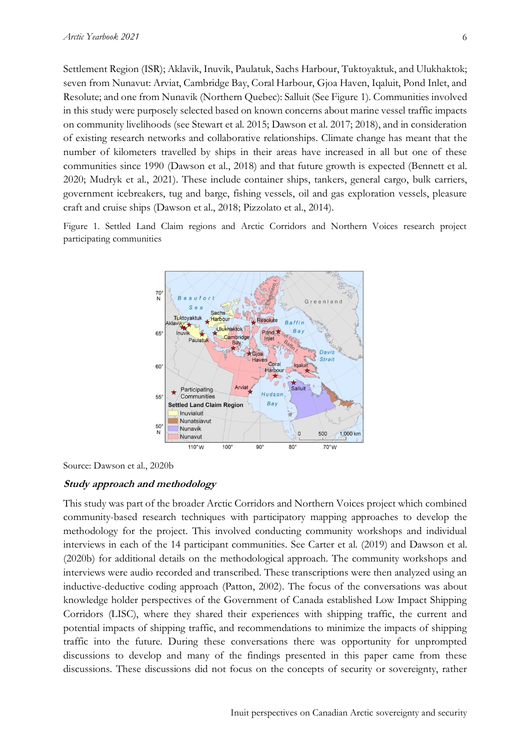Settlement Region (ISR); Aklavik, Inuvik, Paulatuk, Sachs Harbour, Tuktoyaktuk, and Ulukhaktok; seven from Nunavut: Arviat, Cambridge Bay, Coral Harbour, Gjoa Haven, Iqaluit, Pond Inlet, and Resolute; and one from Nunavik (Northern Quebec): Salluit (See Figure 1). Communities involved in this study were purposely selected based on known concerns about marine vessel traffic impacts on community livelihoods (see Stewart et al. 2015; Dawson et al. 2017; 2018), and in consideration of existing research networks and collaborative relationships. Climate change has meant that the number of kilometers travelled by ships in their areas have increased in all but one of these communities since 1990 (Dawson et al., 2018) and that future growth is expected (Bennett et al. 2020; Mudryk et al., 2021). These include container ships, tankers, general cargo, bulk carriers, government icebreakers, tug and barge, fishing vessels, oil and gas exploration vessels, pleasure craft and cruise ships (Dawson et al., 2018; Pizzolato et al., 2014).

Figure 1. Settled Land Claim regions and Arctic Corridors and Northern Voices research project participating communities

Source: Dawson et al., 2020b

### *Study approach and methodology*

This study was part of the broader Arctic Corridors and Northern Voices project which combined community-based research techniques with participatory mapping approaches to develop the methodology for the project. This involved conducting community workshops and individual interviews in each of the 14 participant communities. See Carter et al. (2019) and Dawson et al. (2020b) for additional details on the methodological approach. The community workshops and interviews were audio recorded and transcribed. These transcriptions were then analyzed using an inductive-deductive coding approach (Patton, 2002). The focus of the conversations was about knowledge holder perspectives of the Government of Canada established Low Impact Shipping Corridors (LISC), where they shared their experiences with shipping traffic, the current and potential impacts of shipping traffic, and recommendations to minimize the impacts of shipping traffic into the future. During these conversations there was opportunity for unprompted discussions to develop and many of the findings presented in this paper came from these discussions. These discussions did not focus on the concepts of security or sovereignty, rather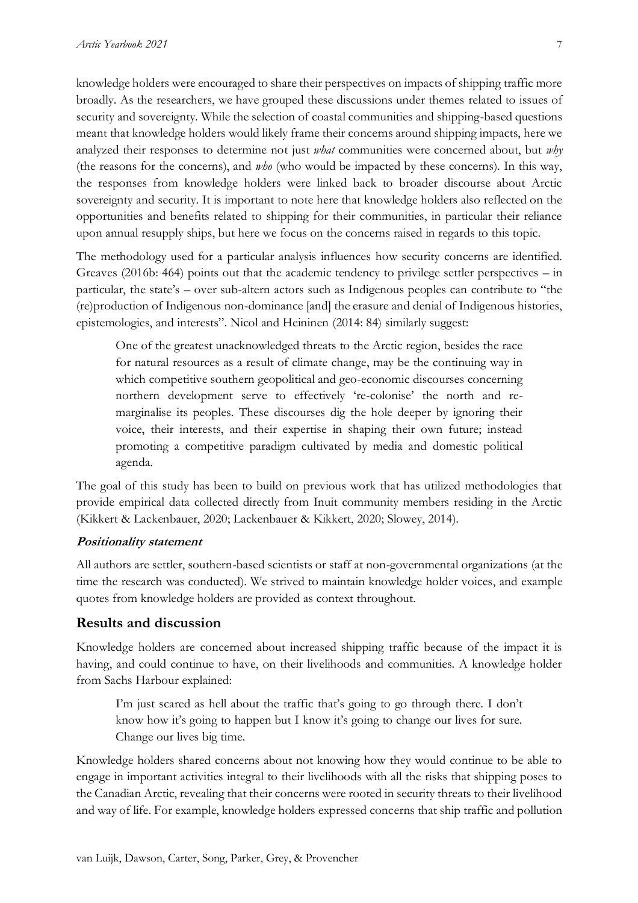knowledge holders were encouraged to share their perspectives on impacts of shipping traffic more broadly. As the researchers, we have grouped these discussions under themes related to issues of security and sovereignty. While the selection of coastal communities and shipping-based questions meant that knowledge holders would likely frame their concerns around shipping impacts, here we analyzed their responses to determine not just *what* communities were concerned about, but *why* (the reasons for the concerns), and *who* (who would be impacted by these concerns). In this way, the responses from knowledge holders were linked back to broader discourse about Arctic sovereignty and security. It is important to note here that knowledge holders also reflected on the opportunities and benefits related to shipping for their communities, in particular their reliance upon annual resupply ships, but here we focus on the concerns raised in regards to this topic.

The methodology used for a particular analysis influences how security concerns are identified. Greaves (2016b: 464) points out that the academic tendency to privilege settler perspectives – in particular, the state's – over sub-altern actors such as Indigenous peoples can contribute to "the (re)production of Indigenous non-dominance [and] the erasure and denial of Indigenous histories, epistemologies, and interests". Nicol and Heininen (2014: 84) similarly suggest:

> One of the greatest unacknowledged threats to the Arctic region, besides the race for natural resources as a result of climate change, may be the continuing way in which competitive southern geopolitical and geo-economic discourses concerning northern development serve to effectively 're-colonise' the north and re-marginalise its peoples. These discourses dig the hole deeper by ignoring their voice, their interests, and their expertise in shaping their own future; instead promoting a competitive paradigm cultivated by media and domestic political agenda.

The goal of this study has been to build on previous work that has utilized methodologies that provide empirical data collected directly from Inuit community members residing in the Arctic (Kikkert & Lackenbauer, 2020; Lackenbauer & Kikkert, 2020; Slowey, 2014).

#### ***Positionality statement***

All authors are settler, southern-based scientists or staff at non-governmental organizations (at the time the research was conducted). We strived to maintain knowledge holder voices, and example quotes from knowledge holders are provided as context throughout.

## Results and discussion

Knowledge holders are concerned about increased shipping traffic because of the impact it is having, and could continue to have, on their livelihoods and communities. A knowledge holder from Sachs Harbour explained:

> I'm just scared as hell about the traffic that's going to go through there. I don't know how it's going to happen but I know it's going to change our lives for sure. Change our lives big time.

Knowledge holders shared concerns about not knowing how they would continue to be able to engage in important activities integral to their livelihoods with all the risks that shipping poses to the Canadian Arctic, revealing that their concerns were rooted in security threats to their livelihood and way of life. For example, knowledge holders expressed concerns that ship traffic and pollution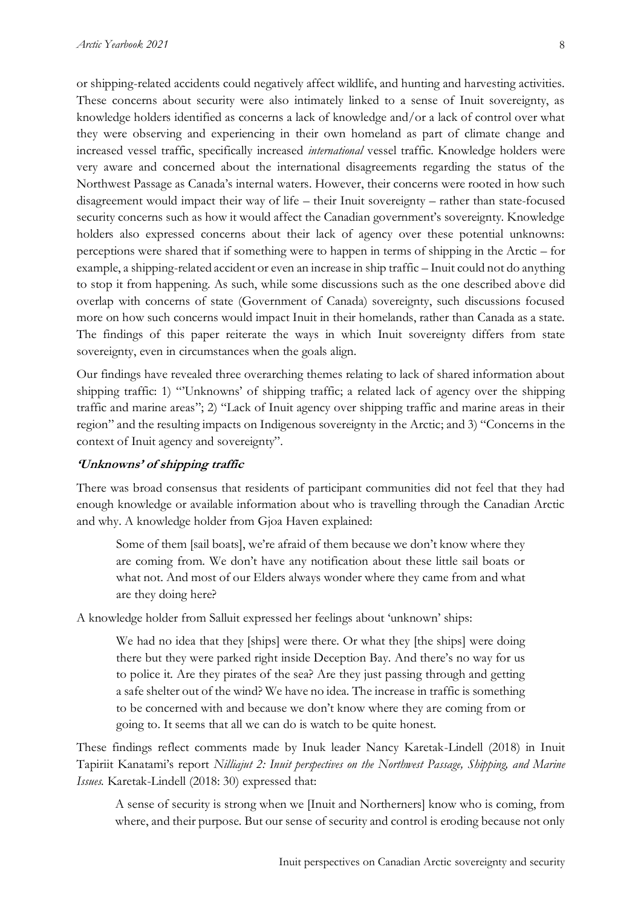or shipping-related accidents could negatively affect wildlife, and hunting and harvesting activities. These concerns about security were also intimately linked to a sense of Inuit sovereignty, as knowledge holders identified as concerns a lack of knowledge and/or a lack of control over what they were observing and experiencing in their own homeland as part of climate change and increased vessel traffic, specifically increased *international* vessel traffic. Knowledge holders were very aware and concerned about the international disagreements regarding the status of the Northwest Passage as Canada's internal waters. However, their concerns were rooted in how such disagreement would impact their way of life – their Inuit sovereignty – rather than state-focused security concerns such as how it would affect the Canadian government's sovereignty. Knowledge holders also expressed concerns about their lack of agency over these potential unknowns: perceptions were shared that if something were to happen in terms of shipping in the Arctic – for example, a shipping-related accident or even an increase in ship traffic – Inuit could not do anything to stop it from happening. As such, while some discussions such as the one described above did overlap with concerns of state (Government of Canada) sovereignty, such discussions focused more on how such concerns would impact Inuit in their homelands, rather than Canada as a state. The findings of this paper reiterate the ways in which Inuit sovereignty differs from state sovereignty, even in circumstances when the goals align.

Our findings have revealed three overarching themes relating to lack of shared information about shipping traffic: 1) "'Unknowns' of shipping traffic; a related lack of agency over the shipping traffic and marine areas"; 2) "Lack of Inuit agency over shipping traffic and marine areas in their region" and the resulting impacts on Indigenous sovereignty in the Arctic; and 3) "Concerns in the context of Inuit agency and sovereignty".

### *'Unknowns' of shipping traffic*

There was broad consensus that residents of participant communities did not feel that they had enough knowledge or available information about who is travelling through the Canadian Arctic and why. A knowledge holder from Gjoa Haven explained:

> Some of them [sail boats], we're afraid of them because we don't know where they are coming from. We don't have any notification about these little sail boats or what not. And most of our Elders always wonder where they came from and what are they doing here?

A knowledge holder from Salluit expressed her feelings about 'unknown' ships:

> We had no idea that they [ships] were there. Or what they [the ships] were doing there but they were parked right inside Deception Bay. And there's no way for us to police it. Are they pirates of the sea? Are they just passing through and getting a safe shelter out of the wind? We have no idea. The increase in traffic is something to be concerned with and because we don't know where they are coming from or going to. It seems that all we can do is watch to be quite honest.

These findings reflect comments made by Inuk leader Nancy Karetak-Lindell (2018) in Inuit Tapiriit Kanatami's report *Nilliajut 2: Inuit perspectives on the Northwest Passage, Shipping, and Marine Issues.* Karetak-Lindell (2018: 30) expressed that:

> A sense of security is strong when we [Inuit and Northerners] know who is coming, from where, and their purpose. But our sense of security and control is eroding because not only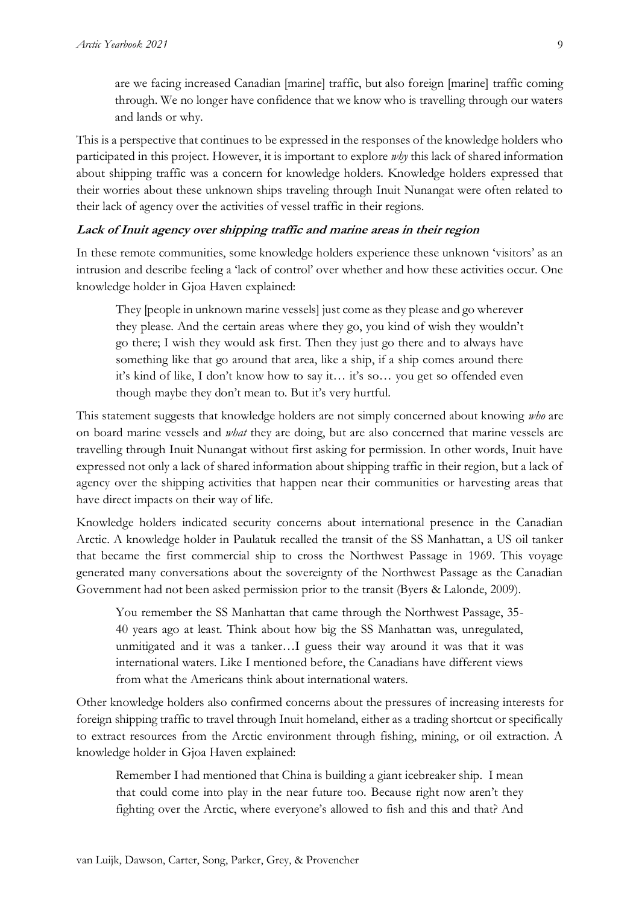> are we facing increased Canadian [marine] traffic, but also foreign [marine] traffic coming through. We no longer have confidence that we know who is travelling through our waters and lands or why.

This is a perspective that continues to be expressed in the responses of the knowledge holders who participated in this project. However, it is important to explore *why* this lack of shared information about shipping traffic was a concern for knowledge holders. Knowledge holders expressed that their worries about these unknown ships traveling through Inuit Nunangat were often related to their lack of agency over the activities of vessel traffic in their regions.

***Lack of Inuit agency over shipping traffic and marine areas in their region***

In these remote communities, some knowledge holders experience these unknown 'visitors' as an intrusion and describe feeling a 'lack of control' over whether and how these activities occur. One knowledge holder in Gjoa Haven explained:

> They [people in unknown marine vessels] just come as they please and go wherever they please. And the certain areas where they go, you kind of wish they wouldn't go there; I wish they would ask first. Then they just go there and to always have something like that go around that area, like a ship, if a ship comes around there it's kind of like, I don't know how to say it… it's so… you get so offended even though maybe they don't mean to. But it's very hurtful.

This statement suggests that knowledge holders are not simply concerned about knowing *who* are on board marine vessels and *what* they are doing, but are also concerned that marine vessels are travelling through Inuit Nunangat without first asking for permission. In other words, Inuit have expressed not only a lack of shared information about shipping traffic in their region, but a lack of agency over the shipping activities that happen near their communities or harvesting areas that have direct impacts on their way of life.

Knowledge holders indicated security concerns about international presence in the Canadian Arctic. A knowledge holder in Paulatuk recalled the transit of the SS Manhattan, a US oil tanker that became the first commercial ship to cross the Northwest Passage in 1969. This voyage generated many conversations about the sovereignty of the Northwest Passage as the Canadian Government had not been asked permission prior to the transit (Byers & Lalonde, 2009).

> You remember the SS Manhattan that came through the Northwest Passage, 35-40 years ago at least. Think about how big the SS Manhattan was, unregulated, unmitigated and it was a tanker…I guess their way around it was that it was international waters. Like I mentioned before, the Canadians have different views from what the Americans think about international waters.

Other knowledge holders also confirmed concerns about the pressures of increasing interests for foreign shipping traffic to travel through Inuit homeland, either as a trading shortcut or specifically to extract resources from the Arctic environment through fishing, mining, or oil extraction. A knowledge holder in Gjoa Haven explained:

> Remember I had mentioned that China is building a giant icebreaker ship. I mean that could come into play in the near future too. Because right now aren't they fighting over the Arctic, where everyone's allowed to fish and this and that? And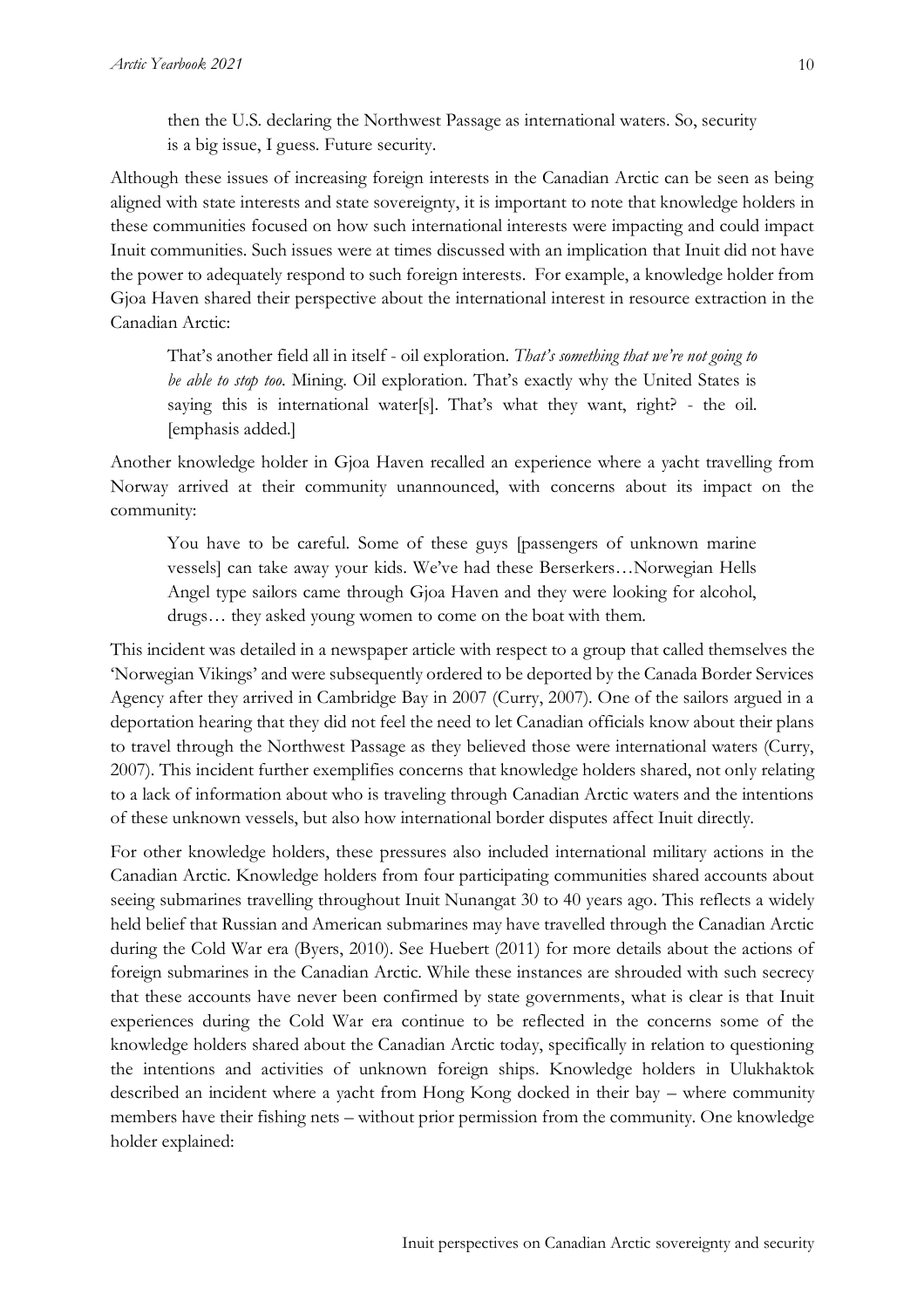> then the U.S. declaring the Northwest Passage as international waters. So, security is a big issue, I guess. Future security.

Although these issues of increasing foreign interests in the Canadian Arctic can be seen as being aligned with state interests and state sovereignty, it is important to note that knowledge holders in these communities focused on how such international interests were impacting and could impact Inuit communities. Such issues were at times discussed with an implication that Inuit did not have the power to adequately respond to such foreign interests. For example, a knowledge holder from Gjoa Haven shared their perspective about the international interest in resource extraction in the Canadian Arctic:

> That's another field all in itself - oil exploration. *That's something that we're not going to be able to stop too*. Mining. Oil exploration. That's exactly why the United States is saying this is international water[s]. That's what they want, right? - the oil. [emphasis added.]

Another knowledge holder in Gjoa Haven recalled an experience where a yacht travelling from Norway arrived at their community unannounced, with concerns about its impact on the community:

> You have to be careful. Some of these guys [passengers of unknown marine vessels] can take away your kids. We've had these Berserkers…Norwegian Hells Angel type sailors came through Gjoa Haven and they were looking for alcohol, drugs… they asked young women to come on the boat with them.

This incident was detailed in a newspaper article with respect to a group that called themselves the 'Norwegian Vikings' and were subsequently ordered to be deported by the Canada Border Services Agency after they arrived in Cambridge Bay in 2007 (Curry, 2007). One of the sailors argued in a deportation hearing that they did not feel the need to let Canadian officials know about their plans to travel through the Northwest Passage as they believed those were international waters (Curry, 2007). This incident further exemplifies concerns that knowledge holders shared, not only relating to a lack of information about who is traveling through Canadian Arctic waters and the intentions of these unknown vessels, but also how international border disputes affect Inuit directly.

For other knowledge holders, these pressures also included international military actions in the Canadian Arctic. Knowledge holders from four participating communities shared accounts about seeing submarines travelling throughout Inuit Nunangat 30 to 40 years ago. This reflects a widely held belief that Russian and American submarines may have travelled through the Canadian Arctic during the Cold War era (Byers, 2010). See Huebert (2011) for more details about the actions of foreign submarines in the Canadian Arctic. While these instances are shrouded with such secrecy that these accounts have never been confirmed by state governments, what is clear is that Inuit experiences during the Cold War era continue to be reflected in the concerns some of the knowledge holders shared about the Canadian Arctic today, specifically in relation to questioning the intentions and activities of unknown foreign ships. Knowledge holders in Ulukhaktok described an incident where a yacht from Hong Kong docked in their bay – where community members have their fishing nets – without prior permission from the community. One knowledge holder explained: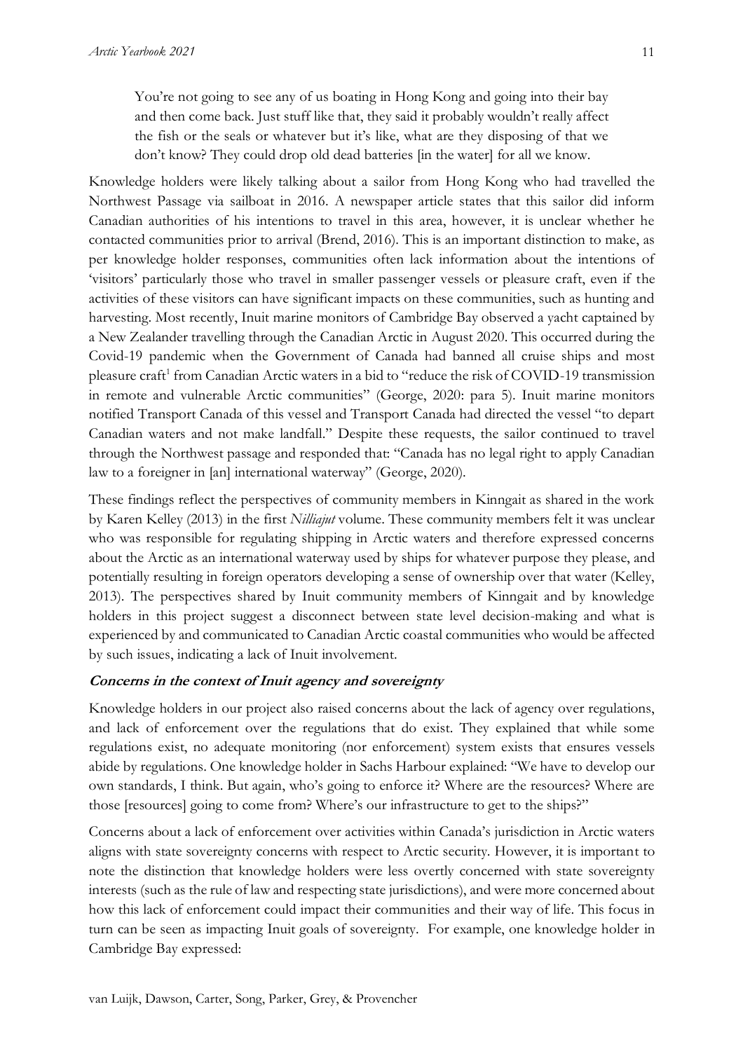> You're not going to see any of us boating in Hong Kong and going into their bay and then come back. Just stuff like that, they said it probably wouldn't really affect the fish or the seals or whatever but it's like, what are they disposing of that we don't know? They could drop old dead batteries [in the water] for all we know.

Knowledge holders were likely talking about a sailor from Hong Kong who had travelled the Northwest Passage via sailboat in 2016. A newspaper article states that this sailor did inform Canadian authorities of his intentions to travel in this area, however, it is unclear whether he contacted communities prior to arrival (Brend, 2016). This is an important distinction to make, as per knowledge holder responses, communities often lack information about the intentions of 'visitors' particularly those who travel in smaller passenger vessels or pleasure craft, even if the activities of these visitors can have significant impacts on these communities, such as hunting and harvesting. Most recently, Inuit marine monitors of Cambridge Bay observed a yacht captained by a New Zealander travelling through the Canadian Arctic in August 2020. This occurred during the Covid-19 pandemic when the Government of Canada had banned all cruise ships and most pleasure craft[1] from Canadian Arctic waters in a bid to "reduce the risk of COVID-19 transmission in remote and vulnerable Arctic communities" (George, 2020: para 5). Inuit marine monitors notified Transport Canada of this vessel and Transport Canada had directed the vessel "to depart Canadian waters and not make landfall." Despite these requests, the sailor continued to travel through the Northwest passage and responded that: "Canada has no legal right to apply Canadian law to a foreigner in [an] international waterway" (George, 2020).

These findings reflect the perspectives of community members in Kinngait as shared in the work by Karen Kelley (2013) in the first *Nilliajut* volume. These community members felt it was unclear who was responsible for regulating shipping in Arctic waters and therefore expressed concerns about the Arctic as an international waterway used by ships for whatever purpose they please, and potentially resulting in foreign operators developing a sense of ownership over that water (Kelley, 2013). The perspectives shared by Inuit community members of Kinngait and by knowledge holders in this project suggest a disconnect between state level decision-making and what is experienced by and communicated to Canadian Arctic coastal communities who would be affected by such issues, indicating a lack of Inuit involvement.

#### Concerns in the context of Inuit agency and sovereignty

Knowledge holders in our project also raised concerns about the lack of agency over regulations, and lack of enforcement over the regulations that do exist. They explained that while some regulations exist, no adequate monitoring (nor enforcement) system exists that ensures vessels abide by regulations. One knowledge holder in Sachs Harbour explained: "We have to develop our own standards, I think. But again, who's going to enforce it? Where are the resources? Where are those [resources] going to come from? Where's our infrastructure to get to the ships?"

Concerns about a lack of enforcement over activities within Canada's jurisdiction in Arctic waters aligns with state sovereignty concerns with respect to Arctic security. However, it is important to note the distinction that knowledge holders were less overtly concerned with state sovereignty interests (such as the rule of law and respecting state jurisdictions), and were more concerned about how this lack of enforcement could impact their communities and their way of life. This focus in turn can be seen as impacting Inuit goals of sovereignty. For example, one knowledge holder in Cambridge Bay expressed: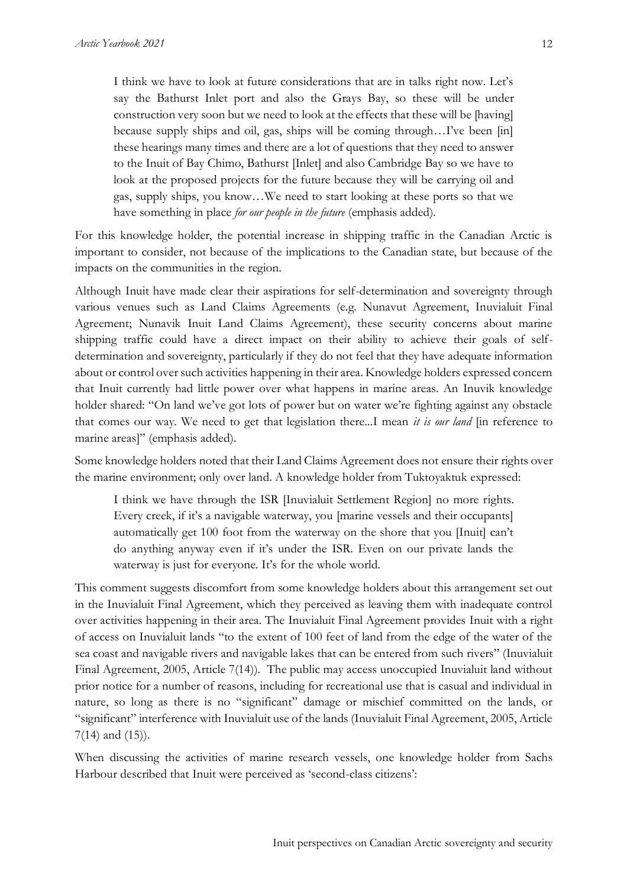> I think we have to look at future considerations that are in talks right now. Let's say the Bathurst Inlet port and also the Grays Bay, so these will be under construction very soon but we need to look at the effects that these will be [having] because supply ships and oil, gas, ships will be coming through…I've been [in] these hearings many times and there are a lot of questions that they need to answer to the Inuit of Bay Chimo, Bathurst [Inlet] and also Cambridge Bay so we have to look at the proposed projects for the future because they will be carrying oil and gas, supply ships, you know…We need to start looking at these ports so that we have something in place *for our people in the future* (emphasis added).

For this knowledge holder, the potential increase in shipping traffic in the Canadian Arctic is important to consider, not because of the implications to the Canadian state, but because of the impacts on the communities in the region.

Although Inuit have made clear their aspirations for self-determination and sovereignty through various venues such as Land Claims Agreements (e.g. Nunavut Agreement, Inuvialuit Final Agreement; Nunavik Inuit Land Claims Agreement), these security concerns about marine shipping traffic could have a direct impact on their ability to achieve their goals of self-determination and sovereignty, particularly if they do not feel that they have adequate information about or control over such activities happening in their area. Knowledge holders expressed concern that Inuit currently had little power over what happens in marine areas. An Inuvik knowledge holder shared: "On land we've got lots of power but on water we're fighting against any obstacle that comes our way. We need to get that legislation there...I mean *it is our land* [in reference to marine areas]" (emphasis added).

Some knowledge holders noted that their Land Claims Agreement does not ensure their rights over the marine environment; only over land. A knowledge holder from Tuktoyaktuk expressed:

> I think we have through the ISR [Inuvialuit Settlement Region] no more rights. Every creek, if it's a navigable waterway, you [marine vessels and their occupants] automatically get 100 foot from the waterway on the shore that you [Inuit] can't do anything anyway even if it's under the ISR. Even on our private lands the waterway is just for everyone. It's for the whole world.

This comment suggests discomfort from some knowledge holders about this arrangement set out in the Inuvialuit Final Agreement, which they perceived as leaving them with inadequate control over activities happening in their area. The Inuvialuit Final Agreement provides Inuit with a right of access on Inuvialuit lands "to the extent of 100 feet of land from the edge of the water of the sea coast and navigable rivers and navigable lakes that can be entered from such rivers" (Inuvialuit Final Agreement, 2005, Article 7(14)). The public may access unoccupied Inuvialuit land without prior notice for a number of reasons, including for recreational use that is casual and individual in nature, so long as there is no "significant" damage or mischief committed on the lands, or "significant" interference with Inuvialuit use of the lands (Inuvialuit Final Agreement, 2005, Article 7(14) and (15)).

When discussing the activities of marine research vessels, one knowledge holder from Sachs Harbour described that Inuit were perceived as 'second-class citizens':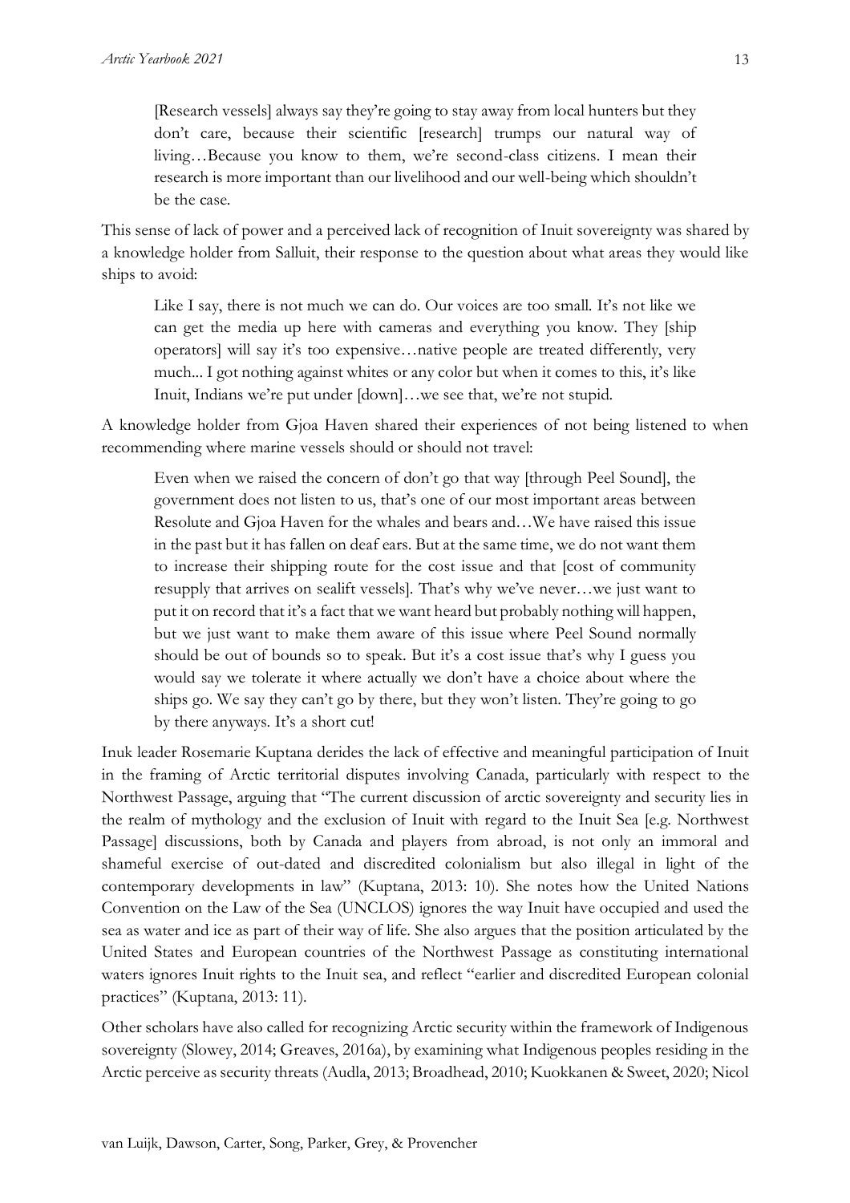> [Research vessels] always say they're going to stay away from local hunters but they don't care, because their scientific [research] trumps our natural way of living…Because you know to them, we're second-class citizens. I mean their research is more important than our livelihood and our well-being which shouldn't be the case.

This sense of lack of power and a perceived lack of recognition of Inuit sovereignty was shared by a knowledge holder from Salluit, their response to the question about what areas they would like ships to avoid:

> Like I say, there is not much we can do. Our voices are too small. It's not like we can get the media up here with cameras and everything you know. They [ship operators] will say it's too expensive…native people are treated differently, very much... I got nothing against whites or any color but when it comes to this, it's like Inuit, Indians we're put under [down]…we see that, we're not stupid.

A knowledge holder from Gjoa Haven shared their experiences of not being listened to when recommending where marine vessels should or should not travel:

> Even when we raised the concern of don't go that way [through Peel Sound], the government does not listen to us, that's one of our most important areas between Resolute and Gjoa Haven for the whales and bears and…We have raised this issue in the past but it has fallen on deaf ears. But at the same time, we do not want them to increase their shipping route for the cost issue and that [cost of community resupply that arrives on sealift vessels]. That's why we've never…we just want to put it on record that it's a fact that we want heard but probably nothing will happen, but we just want to make them aware of this issue where Peel Sound normally should be out of bounds so to speak. But it's a cost issue that's why I guess you would say we tolerate it where actually we don't have a choice about where the ships go. We say they can't go by there, but they won't listen. They're going to go by there anyways. It's a short cut!

Inuk leader Rosemarie Kuptana derides the lack of effective and meaningful participation of Inuit in the framing of Arctic territorial disputes involving Canada, particularly with respect to the Northwest Passage, arguing that "The current discussion of arctic sovereignty and security lies in the realm of mythology and the exclusion of Inuit with regard to the Inuit Sea [e.g. Northwest Passage] discussions, both by Canada and players from abroad, is not only an immoral and shameful exercise of out-dated and discredited colonialism but also illegal in light of the contemporary developments in law" (Kuptana, 2013: 10). She notes how the United Nations Convention on the Law of the Sea (UNCLOS) ignores the way Inuit have occupied and used the sea as water and ice as part of their way of life. She also argues that the position articulated by the United States and European countries of the Northwest Passage as constituting international waters ignores Inuit rights to the Inuit sea, and reflect "earlier and discredited European colonial practices" (Kuptana, 2013: 11).

Other scholars have also called for recognizing Arctic security within the framework of Indigenous sovereignty (Slowey, 2014; Greaves, 2016a), by examining what Indigenous peoples residing in the Arctic perceive as security threats (Audla, 2013; Broadhead, 2010; Kuokkanen & Sweet, 2020; Nicol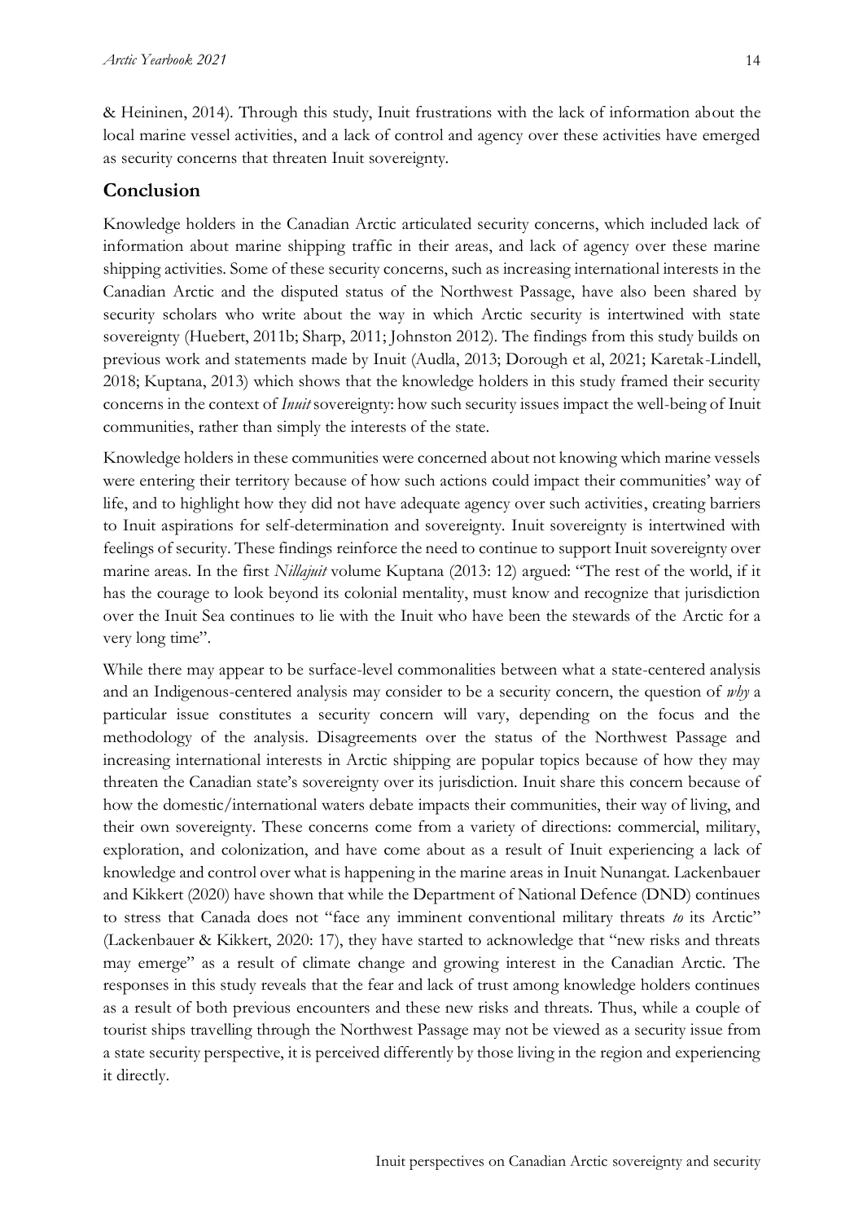& Heininen, 2014). Through this study, Inuit frustrations with the lack of information about the local marine vessel activities, and a lack of control and agency over these activities have emerged as security concerns that threaten Inuit sovereignty.

## Conclusion

Knowledge holders in the Canadian Arctic articulated security concerns, which included lack of information about marine shipping traffic in their areas, and lack of agency over these marine shipping activities. Some of these security concerns, such as increasing international interests in the Canadian Arctic and the disputed status of the Northwest Passage, have also been shared by security scholars who write about the way in which Arctic security is intertwined with state sovereignty (Huebert, 2011b; Sharp, 2011; Johnston 2012). The findings from this study builds on previous work and statements made by Inuit (Audla, 2013; Dorough et al, 2021; Karetak-Lindell, 2018; Kuptana, 2013) which shows that the knowledge holders in this study framed their security concerns in the context of *Inuit* sovereignty: how such security issues impact the well-being of Inuit communities, rather than simply the interests of the state.

Knowledge holders in these communities were concerned about not knowing which marine vessels were entering their territory because of how such actions could impact their communities' way of life, and to highlight how they did not have adequate agency over such activities, creating barriers to Inuit aspirations for self-determination and sovereignty. Inuit sovereignty is intertwined with feelings of security. These findings reinforce the need to continue to support Inuit sovereignty over marine areas. In the first *Nillajuit* volume Kuptana (2013: 12) argued: "The rest of the world, if it has the courage to look beyond its colonial mentality, must know and recognize that jurisdiction over the Inuit Sea continues to lie with the Inuit who have been the stewards of the Arctic for a very long time".

While there may appear to be surface-level commonalities between what a state-centered analysis and an Indigenous-centered analysis may consider to be a security concern, the question of *why* a particular issue constitutes a security concern will vary, depending on the focus and the methodology of the analysis. Disagreements over the status of the Northwest Passage and increasing international interests in Arctic shipping are popular topics because of how they may threaten the Canadian state's sovereignty over its jurisdiction. Inuit share this concern because of how the domestic/international waters debate impacts their communities, their way of living, and their own sovereignty. These concerns come from a variety of directions: commercial, military, exploration, and colonization, and have come about as a result of Inuit experiencing a lack of knowledge and control over what is happening in the marine areas in Inuit Nunangat. Lackenbauer and Kikkert (2020) have shown that while the Department of National Defence (DND) continues to stress that Canada does not "face any imminent conventional military threats *to* its Arctic" (Lackenbauer & Kikkert, 2020: 17), they have started to acknowledge that "new risks and threats may emerge" as a result of climate change and growing interest in the Canadian Arctic. The responses in this study reveals that the fear and lack of trust among knowledge holders continues as a result of both previous encounters and these new risks and threats. Thus, while a couple of tourist ships travelling through the Northwest Passage may not be viewed as a security issue from a state security perspective, it is perceived differently by those living in the region and experiencing it directly.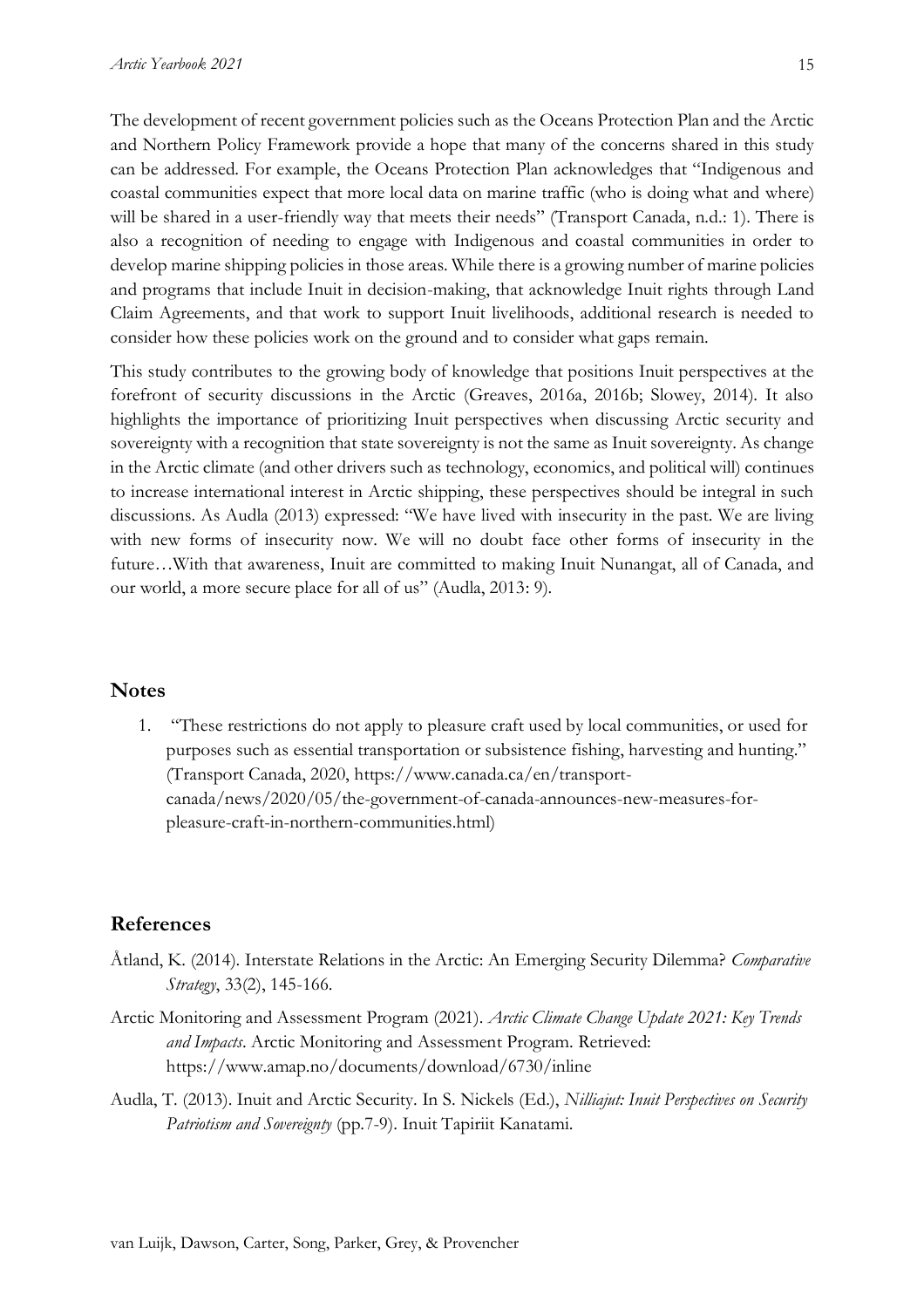The development of recent government policies such as the Oceans Protection Plan and the Arctic and Northern Policy Framework provide a hope that many of the concerns shared in this study can be addressed. For example, the Oceans Protection Plan acknowledges that "Indigenous and coastal communities expect that more local data on marine traffic (who is doing what and where) will be shared in a user-friendly way that meets their needs" (Transport Canada, n.d.: 1). There is also a recognition of needing to engage with Indigenous and coastal communities in order to develop marine shipping policies in those areas. While there is a growing number of marine policies and programs that include Inuit in decision-making, that acknowledge Inuit rights through Land Claim Agreements, and that work to support Inuit livelihoods, additional research is needed to consider how these policies work on the ground and to consider what gaps remain.

This study contributes to the growing body of knowledge that positions Inuit perspectives at the forefront of security discussions in the Arctic (Greaves, 2016a, 2016b; Slowey, 2014). It also highlights the importance of prioritizing Inuit perspectives when discussing Arctic security and sovereignty with a recognition that state sovereignty is not the same as Inuit sovereignty. As change in the Arctic climate (and other drivers such as technology, economics, and political will) continues to increase international interest in Arctic shipping, these perspectives should be integral in such discussions. As Audla (2013) expressed: "We have lived with insecurity in the past. We are living with new forms of insecurity now. We will no doubt face other forms of insecurity in the future…With that awareness, Inuit are committed to making Inuit Nunangat, all of Canada, and our world, a more secure place for all of us" (Audla, 2013: 9).

## Notes

1. "These restrictions do not apply to pleasure craft used by local communities, or used for purposes such as essential transportation or subsistence fishing, harvesting and hunting." (Transport Canada, 2020, https://www.canada.ca/en/transport-canada/news/2020/05/the-government-of-canada-announces-new-measures-for-pleasure-craft-in-northern-communities.html)

## References

Åtland, K. (2014). Interstate Relations in the Arctic: An Emerging Security Dilemma? *Comparative Strategy*, 33(2), 145-166.

Arctic Monitoring and Assessment Program (2021). *Arctic Climate Change Update 2021: Key Trends and Impacts*. Arctic Monitoring and Assessment Program. Retrieved: https://www.amap.no/documents/download/6730/inline

Audla, T. (2013). Inuit and Arctic Security. In S. Nickels (Ed.), *Nilliajut: Inuit Perspectives on Security Patriotism and Sovereignty* (pp.7-9). Inuit Tapiriit Kanatami.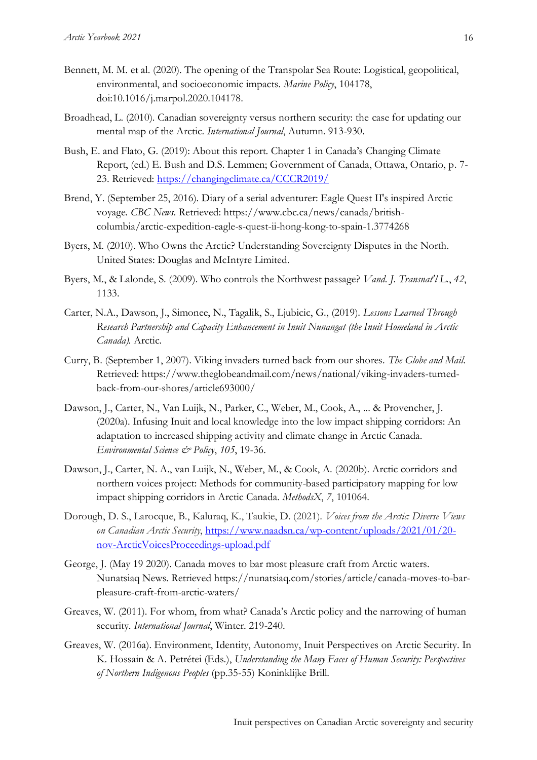Bennett, M. M. et al. (2020). The opening of the Transpolar Sea Route: Logistical, geopolitical, environmental, and socioeconomic impacts. *Marine Policy*, 104178, doi:10.1016/j.marpol.2020.104178.

Broadhead, L. (2010). Canadian sovereignty versus northern security: the case for updating our mental map of the Arctic. *International Journal*, Autumn. 913-930.

Bush, E. and Flato, G. (2019): About this report. Chapter 1 in Canada's Changing Climate Report, (ed.) E. Bush and D.S. Lemmen; Government of Canada, Ottawa, Ontario, p. 7-23. Retrieved: https://changingclimate.ca/CCCR2019/

Brend, Y. (September 25, 2016). Diary of a serial adventurer: Eagle Quest II's inspired Arctic voyage. *CBC News*. Retrieved: https://www.cbc.ca/news/canada/british-columbia/arctic-expedition-eagle-s-quest-ii-hong-kong-to-spain-1.3774268

Byers, M. (2010). Who Owns the Arctic? Understanding Sovereignty Disputes in the North. United States: Douglas and McIntyre Limited.

Byers, M., & Lalonde, S. (2009). Who controls the Northwest passage? *Vand. J. Transnat'l L.*, *42*, 1133.

Carter, N.A., Dawson, J., Simonee, N., Tagalik, S., Ljubicic, G., (2019). *Lessons Learned Through Research Partnership and Capacity Enhancement in Inuit Nunangat (the Inuit Homeland in Arctic Canada).* Arctic.

Curry, B. (September 1, 2007). Viking invaders turned back from our shores. *The Globe and Mail*. Retrieved: https://www.theglobeandmail.com/news/national/viking-invaders-turned-back-from-our-shores/article693000/

Dawson, J., Carter, N., Van Luijk, N., Parker, C., Weber, M., Cook, A., ... & Provencher, J. (2020a). Infusing Inuit and local knowledge into the low impact shipping corridors: An adaptation to increased shipping activity and climate change in Arctic Canada. *Environmental Science & Policy*, *105*, 19-36.

Dawson, J., Carter, N. A., van Luijk, N., Weber, M., & Cook, A. (2020b). Arctic corridors and northern voices project: Methods for community-based participatory mapping for low impact shipping corridors in Arctic Canada. *MethodsX*, *7*, 101064.

Dorough, D. S., Larocque, B., Kaluraq, K., Taukie, D. (2021). *Voices from the Arctic: Diverse Views on Canadian Arctic Security*, https://www.naadsn.ca/wp-content/uploads/2021/01/20-nov-ArcticVoicesProceedings-upload.pdf

George, J. (May 19 2020). Canada moves to bar most pleasure craft from Arctic waters. Nunatsiaq News. Retrieved https://nunatsiaq.com/stories/article/canada-moves-to-bar-pleasure-craft-from-arctic-waters/

Greaves, W. (2011). For whom, from what? Canada's Arctic policy and the narrowing of human security. *International Journal*, Winter. 219-240.

Greaves, W. (2016a). Environment, Identity, Autonomy, Inuit Perspectives on Arctic Security. In K. Hossain & A. Petrétei (Eds.), *Understanding the Many Faces of Human Security: Perspectives of Northern Indigenous Peoples* (pp.35-55) Koninklijke Brill.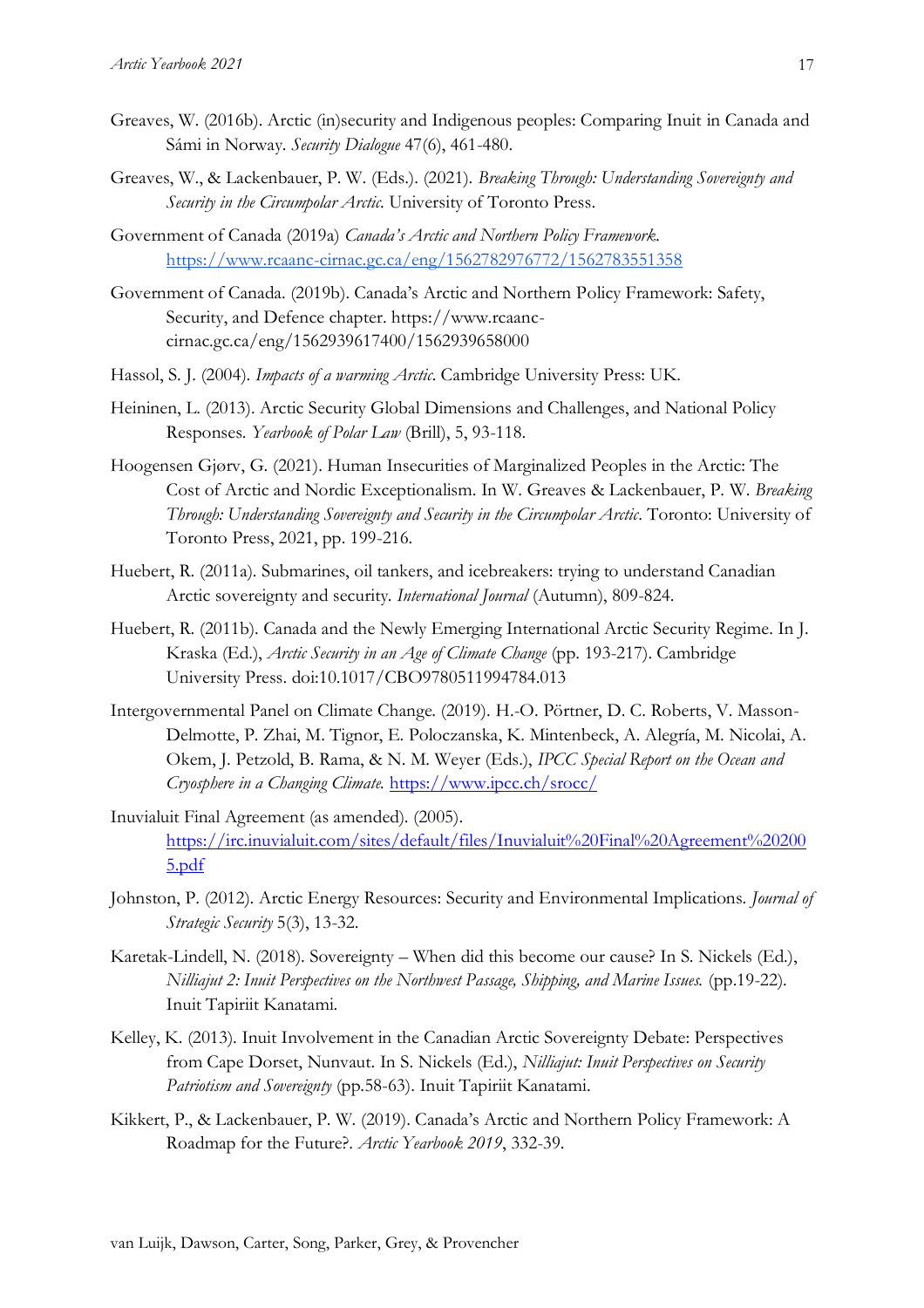Greaves, W. (2016b). Arctic (in)security and Indigenous peoples: Comparing Inuit in Canada and Sámi in Norway. *Security Dialogue* 47(6), 461-480.

Greaves, W., & Lackenbauer, P. W. (Eds.). (2021). *Breaking Through: Understanding Sovereignty and Security in the Circumpolar Arctic.* University of Toronto Press.

Government of Canada (2019a) *Canada's Arctic and Northern Policy Framework.* https://www.rcaanc-cirnac.gc.ca/eng/1562782976772/1562783551358

Government of Canada. (2019b). Canada's Arctic and Northern Policy Framework: Safety, Security, and Defence chapter. https://www.rcaanc-cirnac.gc.ca/eng/1562939617400/1562939658000

Hassol, S. J. (2004). *Impacts of a warming Arctic*. Cambridge University Press: UK.

Heininen, L. (2013). Arctic Security Global Dimensions and Challenges, and National Policy Responses. *Yearbook of Polar Law* (Brill), 5, 93-118.

Hoogensen Gjørv, G. (2021). Human Insecurities of Marginalized Peoples in the Arctic: The Cost of Arctic and Nordic Exceptionalism. In W. Greaves & Lackenbauer, P. W. *Breaking Through: Understanding Sovereignty and Security in the Circumpolar Arctic*. Toronto: University of Toronto Press, 2021, pp. 199-216.

Huebert, R. (2011a). Submarines, oil tankers, and icebreakers: trying to understand Canadian Arctic sovereignty and security. *International Journal* (Autumn), 809-824.

Huebert, R. (2011b). Canada and the Newly Emerging International Arctic Security Regime. In J. Kraska (Ed.), *Arctic Security in an Age of Climate Change* (pp. 193-217). Cambridge University Press. doi:10.1017/CBO9780511994784.013

Intergovernmental Panel on Climate Change. (2019). H.-O. Pörtner, D. C. Roberts, V. Masson-Delmotte, P. Zhai, M. Tignor, E. Poloczanska, K. Mintenbeck, A. Alegría, M. Nicolai, A. Okem, J. Petzold, B. Rama, & N. M. Weyer (Eds.), *IPCC Special Report on the Ocean and Cryosphere in a Changing Climate.* https://www.ipcc.ch/srocc/

Inuvialuit Final Agreement (as amended). (2005). https://irc.inuvialuit.com/sites/default/files/Inuvialuit%20Final%20Agreement%202005.pdf

Johnston, P. (2012). Arctic Energy Resources: Security and Environmental Implications. *Journal of Strategic Security* 5(3), 13-32.

Karetak-Lindell, N. (2018). Sovereignty – When did this become our cause? In S. Nickels (Ed.), *Nilliajut 2: Inuit Perspectives on the Northwest Passage, Shipping, and Marine Issues.* (pp.19-22). Inuit Tapiriit Kanatami.

Kelley, K. (2013). Inuit Involvement in the Canadian Arctic Sovereignty Debate: Perspectives from Cape Dorset, Nunvaut. In S. Nickels (Ed.), *Nilliajut: Inuit Perspectives on Security Patriotism and Sovereignty* (pp.58-63). Inuit Tapiriit Kanatami.

Kikkert, P., & Lackenbauer, P. W. (2019). Canada's Arctic and Northern Policy Framework: A Roadmap for the Future?. *Arctic Yearbook 2019*, 332-39.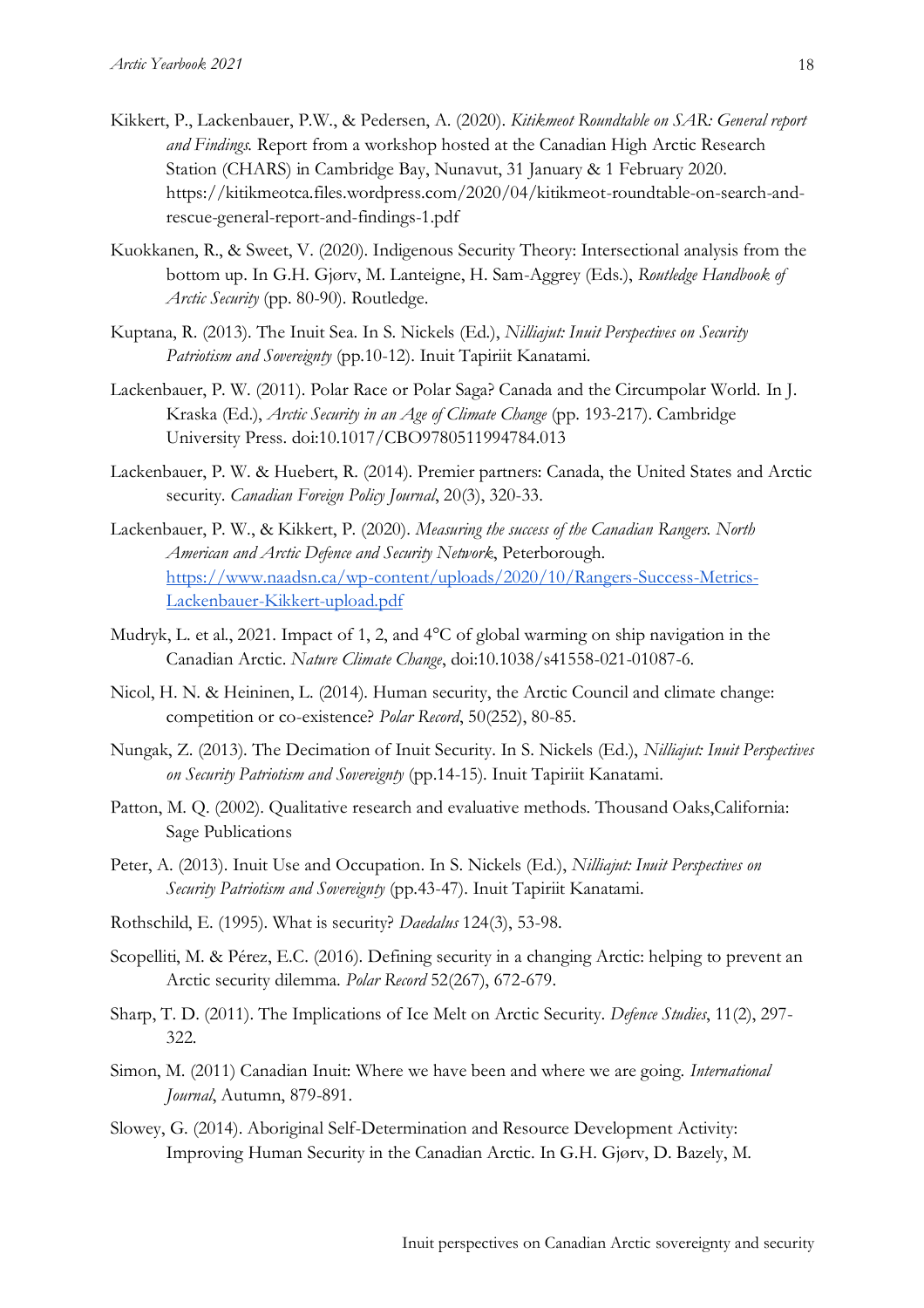Kikkert, P., Lackenbauer, P.W., & Pedersen, A. (2020). *Kitikmeot Roundtable on SAR: General report and Findings.* Report from a workshop hosted at the Canadian High Arctic Research Station (CHARS) in Cambridge Bay, Nunavut, 31 January & 1 February 2020. https://kitikmeotca.files.wordpress.com/2020/04/kitikmeot-roundtable-on-search-and-rescue-general-report-and-findings-1.pdf

Kuokkanen, R., & Sweet, V. (2020). Indigenous Security Theory: Intersectional analysis from the bottom up. In G.H. Gjørv, M. Lanteigne, H. Sam-Aggrey (Eds.), *Routledge Handbook of Arctic Security* (pp. 80-90). Routledge.

Kuptana, R. (2013). The Inuit Sea. In S. Nickels (Ed.), *Nilliajut: Inuit Perspectives on Security Patriotism and Sovereignty* (pp.10-12). Inuit Tapiriit Kanatami.

Lackenbauer, P. W. (2011). Polar Race or Polar Saga? Canada and the Circumpolar World. In J. Kraska (Ed.), *Arctic Security in an Age of Climate Change* (pp. 193-217). Cambridge University Press. doi:10.1017/CBO9780511994784.013

Lackenbauer, P. W. & Huebert, R. (2014). Premier partners: Canada, the United States and Arctic security. *Canadian Foreign Policy Journal*, 20(3), 320-33.

Lackenbauer, P. W., & Kikkert, P. (2020). *Measuring the success of the Canadian Rangers. North American and Arctic Defence and Security Network*, Peterborough. https://www.naadsn.ca/wp-content/uploads/2020/10/Rangers-Success-Metrics-Lackenbauer-Kikkert-upload.pdf

Mudryk, L. et al., 2021. Impact of 1, 2, and 4°C of global warming on ship navigation in the Canadian Arctic. *Nature Climate Change*, doi:10.1038/s41558-021-01087-6.

Nicol, H. N. & Heininen, L. (2014). Human security, the Arctic Council and climate change: competition or co-existence? *Polar Record*, 50(252), 80-85.

Nungak, Z. (2013). The Decimation of Inuit Security. In S. Nickels (Ed.), *Nilliajut: Inuit Perspectives on Security Patriotism and Sovereignty* (pp.14-15). Inuit Tapiriit Kanatami.

Patton, M. Q. (2002). Qualitative research and evaluative methods. Thousand Oaks,California: Sage Publications

Peter, A. (2013). Inuit Use and Occupation. In S. Nickels (Ed.), *Nilliajut: Inuit Perspectives on Security Patriotism and Sovereignty* (pp.43-47). Inuit Tapiriit Kanatami.

Rothschild, E. (1995). What is security? *Daedalus* 124(3), 53-98.

Scopelliti, M. & Pérez, E.C. (2016). Defining security in a changing Arctic: helping to prevent an Arctic security dilemma. *Polar Record* 52(267), 672-679.

Sharp, T. D. (2011). The Implications of Ice Melt on Arctic Security. *Defence Studies*, 11(2), 297-322.

Simon, M. (2011) Canadian Inuit: Where we have been and where we are going. *International Journal*, Autumn, 879-891.

Slowey, G. (2014). Aboriginal Self-Determination and Resource Development Activity: Improving Human Security in the Canadian Arctic. In G.H. Gjørv, D. Bazely, M.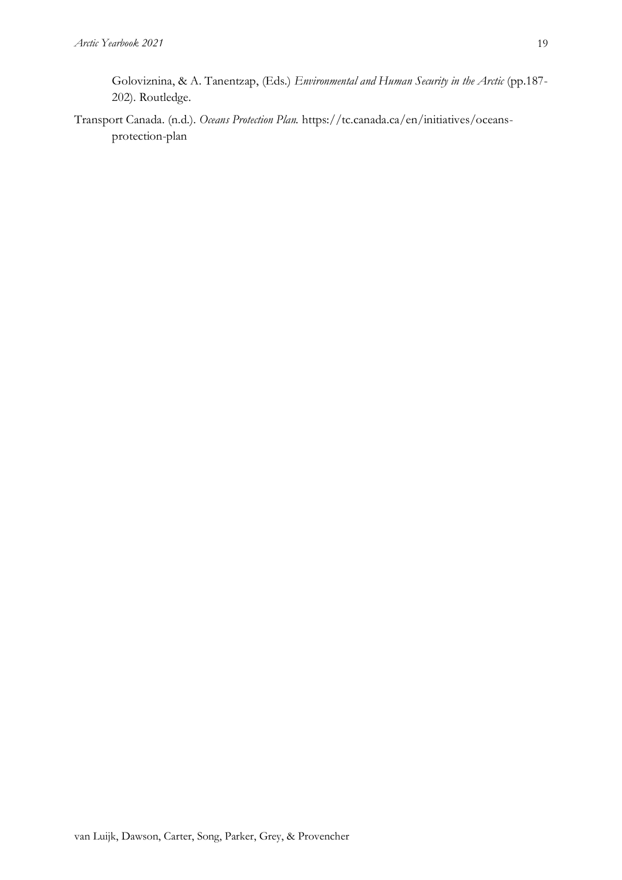Goloviznina, & A. Tanentzap, (Eds.) *Environmental and Human Security in the Arctic* (pp.187-202). Routledge.

Transport Canada. (n.d.). *Oceans Protection Plan.* https://tc.canada.ca/en/initiatives/oceans-protection-plan